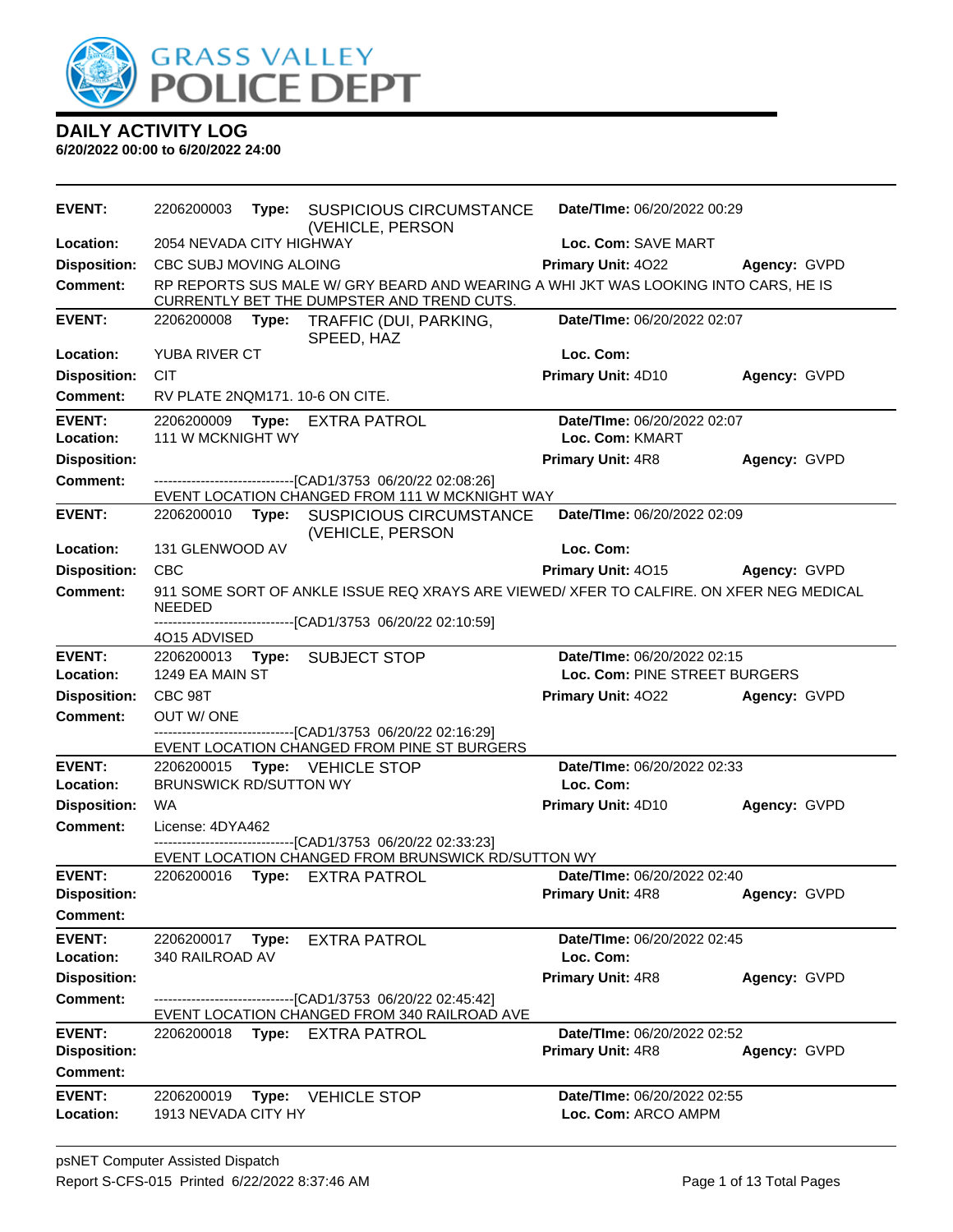# GRASS VALLEY POLICE DEPT

## DAILY ACTIVITY LOG

**6/20/2022 00:00 to 6/20/2022 24:00**

---

**EVENT:** 2206200003 **Type:** SUSPICIOUS CIRCUMSTANCE (VEHICLE, PERSON **Date/TIme:** 06/20/2022 00:29
**Location:** 2054 NEVADA CITY HIGHWAY **Loc. Com:** SAVE MART
**Disposition:** CBC SUBJ MOVING ALOING **Primary Unit:** 4O22 **Agency:** GVPD
**Comment:** RP REPORTS SUS MALE W/ GRY BEARD AND WEARING A WHI JKT WAS LOOKING INTO CARS, HE IS CURRENTLY BET THE DUMPSTER AND TREND CUTS.

---

**EVENT:** 2206200008 **Type:** TRAFFIC (DUI, PARKING, SPEED, HAZ **Date/TIme:** 06/20/2022 02:07
**Location:** YUBA RIVER CT **Loc. Com:**
**Disposition:** CIT **Primary Unit:** 4D10 **Agency:** GVPD
**Comment:** RV PLATE 2NQM171. 10-6 ON CITE.

---

**EVENT:** 2206200009 **Type:** EXTRA PATROL **Date/TIme:** 06/20/2022 02:07
**Location:** 111 W MCKNIGHT WY **Loc. Com:** KMART
**Disposition:** **Primary Unit:** 4R8 **Agency:** GVPD
**Comment:** ------------------------------[CAD1/3753 06/20/22 02:08:26]
EVENT LOCATION CHANGED FROM 111 W MCKNIGHT WAY

---

**EVENT:** 2206200010 **Type:** SUSPICIOUS CIRCUMSTANCE (VEHICLE, PERSON **Date/TIme:** 06/20/2022 02:09
**Location:** 131 GLENWOOD AV **Loc. Com:**
**Disposition:** CBC **Primary Unit:** 4O15 **Agency:** GVPD
**Comment:** 911 SOME SORT OF ANKLE ISSUE REQ XRAYS ARE VIEWED/ XFER TO CALFIRE. ON XFER NEG MEDICAL NEEDED
------------------------------[CAD1/3753 06/20/22 02:10:59]
4O15 ADVISED

---

**EVENT:** 2206200013 **Type:** SUBJECT STOP **Date/TIme:** 06/20/2022 02:15
**Location:** 1249 EA MAIN ST **Loc. Com:** PINE STREET BURGERS
**Disposition:** CBC 98T **Primary Unit:** 4O22 **Agency:** GVPD
**Comment:** OUT W/ ONE
------------------------------[CAD1/3753 06/20/22 02:16:29]
EVENT LOCATION CHANGED FROM PINE ST BURGERS

---

**EVENT:** 2206200015 **Type:** VEHICLE STOP **Date/TIme:** 06/20/2022 02:33
**Location:** BRUNSWICK RD/SUTTON WY **Loc. Com:**
**Disposition:** WA **Primary Unit:** 4D10 **Agency:** GVPD
**Comment:** License: 4DYA462
------------------------------[CAD1/3753 06/20/22 02:33:23]
EVENT LOCATION CHANGED FROM BRUNSWICK RD/SUTTON WY

---

**EVENT:** 2206200016 **Type:** EXTRA PATROL **Date/TIme:** 06/20/2022 02:40
**Disposition:** **Primary Unit:** 4R8 **Agency:** GVPD
**Comment:**

---

**EVENT:** 2206200017 **Type:** EXTRA PATROL **Date/TIme:** 06/20/2022 02:45
**Location:** 340 RAILROAD AV **Loc. Com:**
**Disposition:** **Primary Unit:** 4R8 **Agency:** GVPD
**Comment:** ------------------------------[CAD1/3753 06/20/22 02:45:42]
EVENT LOCATION CHANGED FROM 340 RAILROAD AVE

---

**EVENT:** 2206200018 **Type:** EXTRA PATROL **Date/TIme:** 06/20/2022 02:52
**Disposition:** **Primary Unit:** 4R8 **Agency:** GVPD
**Comment:**

---

**EVENT:** 2206200019 **Type:** VEHICLE STOP **Date/TIme:** 06/20/2022 02:55
**Location:** 1913 NEVADA CITY HY **Loc. Com:** ARCO AMPM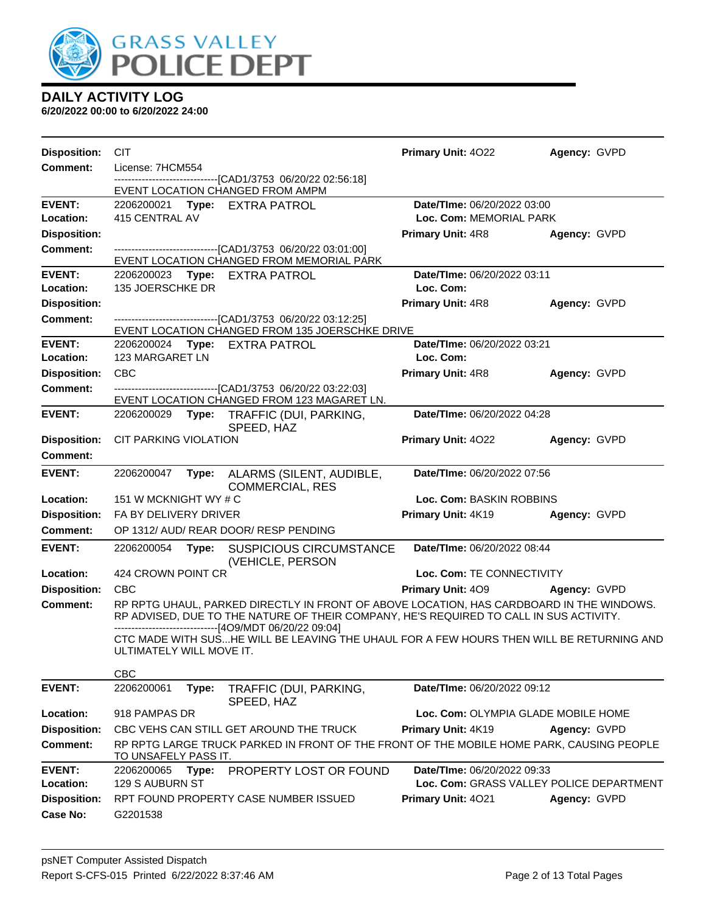# GRASS VALLEY POLICE DEPT

## DAILY ACTIVITY LOG

**6/20/2022 00:00 to 6/20/2022 24:00**

**Disposition:** CIT | **Primary Unit:** 4O22 | **Agency:** GVPD
**Comment:** License: 7HCM554
------------------------------[CAD1/3753 06/20/22 02:56:18]
EVENT LOCATION CHANGED FROM AMPM

---

**EVENT:** 2206200021 **Type:** EXTRA PATROL | **Date/TIme:** 06/20/2022 03:00
**Location:** 415 CENTRAL AV | **Loc. Com:** MEMORIAL PARK
**Disposition:** | **Primary Unit:** 4R8 | **Agency:** GVPD
**Comment:** ------------------------------[CAD1/3753 06/20/22 03:01:00]
EVENT LOCATION CHANGED FROM MEMORIAL PARK

---

**EVENT:** 2206200023 **Type:** EXTRA PATROL | **Date/TIme:** 06/20/2022 03:11
**Location:** 135 JOERSCHKE DR | **Loc. Com:**
**Disposition:** | **Primary Unit:** 4R8 | **Agency:** GVPD
**Comment:** ------------------------------[CAD1/3753 06/20/22 03:12:25]
EVENT LOCATION CHANGED FROM 135 JOERSCHKE DRIVE

---

**EVENT:** 2206200024 **Type:** EXTRA PATROL | **Date/TIme:** 06/20/2022 03:21
**Location:** 123 MARGARET LN | **Loc. Com:**
**Disposition:** CBC | **Primary Unit:** 4R8 | **Agency:** GVPD
**Comment:** ------------------------------[CAD1/3753 06/20/22 03:22:03]
EVENT LOCATION CHANGED FROM 123 MAGARET LN.

---

**EVENT:** 2206200029 **Type:** TRAFFIC (DUI, PARKING, SPEED, HAZ | **Date/TIme:** 06/20/2022 04:28
**Disposition:** CIT PARKING VIOLATION | **Primary Unit:** 4O22 | **Agency:** GVPD
**Comment:**

---

**EVENT:** 2206200047 **Type:** ALARMS (SILENT, AUDIBLE, COMMERCIAL, RES | **Date/TIme:** 06/20/2022 07:56
**Location:** 151 W MCKNIGHT WY # C | **Loc. Com:** BASKIN ROBBINS
**Disposition:** FA BY DELIVERY DRIVER | **Primary Unit:** 4K19 | **Agency:** GVPD
**Comment:** OP 1312/ AUD/ REAR DOOR/ RESP PENDING

---

**EVENT:** 2206200054 **Type:** SUSPICIOUS CIRCUMSTANCE (VEHICLE, PERSON | **Date/TIme:** 06/20/2022 08:44
**Location:** 424 CROWN POINT CR | **Loc. Com:** TE CONNECTIVITY
**Disposition:** CBC | **Primary Unit:** 4O9 | **Agency:** GVPD
**Comment:** RP RPTG UHAUL, PARKED DIRECTLY IN FRONT OF ABOVE LOCATION, HAS CARDBOARD IN THE WINDOWS. RP ADVISED, DUE TO THE NATURE OF THEIR COMPANY, HE'S REQUIRED TO CALL IN SUS ACTIVITY.
------------------------------[4O9/MDT 06/20/22 09:04]
CTC MADE WITH SUS...HE WILL BE LEAVING THE UHAUL FOR A FEW HOURS THEN WILL BE RETURNING AND ULTIMATELY WILL MOVE IT.

CBC

---

**EVENT:** 2206200061 **Type:** TRAFFIC (DUI, PARKING, SPEED, HAZ | **Date/TIme:** 06/20/2022 09:12
**Location:** 918 PAMPAS DR | **Loc. Com:** OLYMPIA GLADE MOBILE HOME
**Disposition:** CBC VEHS CAN STILL GET AROUND THE TRUCK | **Primary Unit:** 4K19 | **Agency:** GVPD
**Comment:** RP RPTG LARGE TRUCK PARKED IN FRONT OF THE FRONT OF THE MOBILE HOME PARK, CAUSING PEOPLE TO UNSAFELY PASS IT.

---

**EVENT:** 2206200065 **Type:** PROPERTY LOST OR FOUND | **Date/TIme:** 06/20/2022 09:33
**Location:** 129 S AUBURN ST | **Loc. Com:** GRASS VALLEY POLICE DEPARTMENT
**Disposition:** RPT FOUND PROPERTY CASE NUMBER ISSUED | **Primary Unit:** 4O21 | **Agency:** GVPD
**Case No:** G2201538

psNET Computer Assisted Dispatch
Report S-CFS-015 Printed 6/22/2022 8:37:46 AM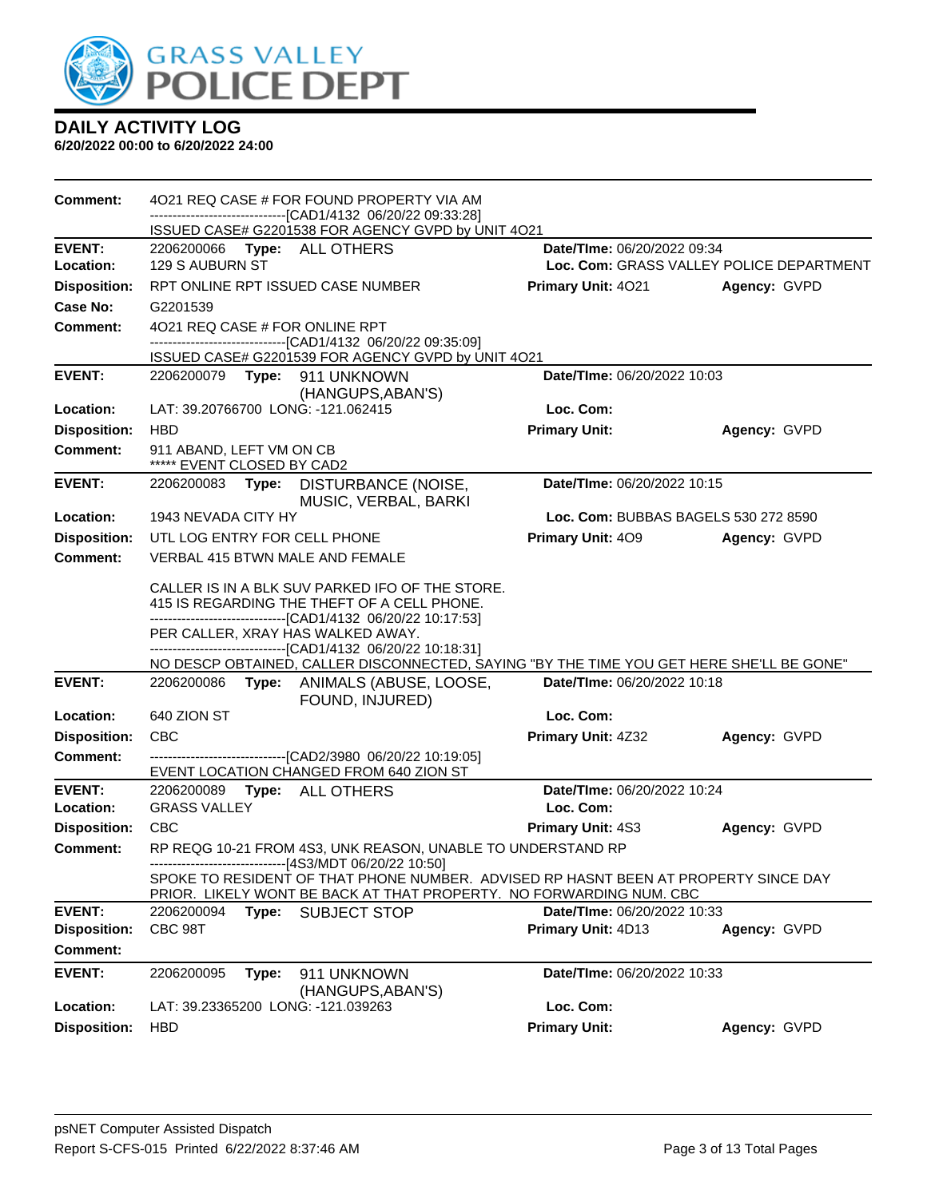# DAILY ACTIVITY LOG

**6/20/2022 00:00 to 6/20/2022 24:00**

**Comment:** 4O21 REQ CASE # FOR FOUND PROPERTY VIA AM
------------------------------[CAD1/4132 06/20/22 09:33:28]
ISSUED CASE# G2201538 FOR AGENCY GVPD by UNIT 4O21

---

**EVENT:** 2206200066 **Type:** ALL OTHERS **Date/TIme:** 06/20/2022 09:34
**Location:** 129 S AUBURN ST **Loc. Com:** GRASS VALLEY POLICE DEPARTMENT
**Disposition:** RPT ONLINE RPT ISSUED CASE NUMBER **Primary Unit:** 4O21 **Agency:** GVPD
**Case No:** G2201539
**Comment:** 4O21 REQ CASE # FOR ONLINE RPT
------------------------------[CAD1/4132 06/20/22 09:35:09]
ISSUED CASE# G2201539 FOR AGENCY GVPD by UNIT 4O21

---

**EVENT:** 2206200079 **Type:** 911 UNKNOWN (HANGUPS,ABAN'S) **Date/TIme:** 06/20/2022 10:03
**Location:** LAT: 39.20766700 LONG: -121.062415 **Loc. Com:**
**Disposition:** HBD **Primary Unit:** **Agency:** GVPD
**Comment:** 911 ABAND, LEFT VM ON CB
***** EVENT CLOSED BY CAD2

---

**EVENT:** 2206200083 **Type:** DISTURBANCE (NOISE, MUSIC, VERBAL, BARKI **Date/TIme:** 06/20/2022 10:15
**Location:** 1943 NEVADA CITY HY **Loc. Com:** BUBBAS BAGELS 530 272 8590
**Disposition:** UTL LOG ENTRY FOR CELL PHONE **Primary Unit:** 4O9 **Agency:** GVPD
**Comment:** VERBAL 415 BTWN MALE AND FEMALE

CALLER IS IN A BLK SUV PARKED IFO OF THE STORE.
415 IS REGARDING THE THEFT OF A CELL PHONE.
------------------------------[CAD1/4132 06/20/22 10:17:53]
PER CALLER, XRAY HAS WALKED AWAY.
------------------------------[CAD1/4132 06/20/22 10:18:31]
NO DESCP OBTAINED, CALLER DISCONNECTED, SAYING "BY THE TIME YOU GET HERE SHE'LL BE GONE"

---

**EVENT:** 2206200086 **Type:** ANIMALS (ABUSE, LOOSE, FOUND, INJURED) **Date/TIme:** 06/20/2022 10:18
**Location:** 640 ZION ST **Loc. Com:**
**Disposition:** CBC **Primary Unit:** 4Z32 **Agency:** GVPD
**Comment:** ------------------------------[CAD2/3980 06/20/22 10:19:05]
EVENT LOCATION CHANGED FROM 640 ZION ST

---

**EVENT:** 2206200089 **Type:** ALL OTHERS **Date/TIme:** 06/20/2022 10:24
**Location:** GRASS VALLEY **Loc. Com:**
**Disposition:** CBC **Primary Unit:** 4S3 **Agency:** GVPD
**Comment:** RP REQG 10-21 FROM 4S3, UNK REASON, UNABLE TO UNDERSTAND RP
------------------------------[4S3/MDT 06/20/22 10:50]
SPOKE TO RESIDENT OF THAT PHONE NUMBER. ADVISED RP HASNT BEEN AT PROPERTY SINCE DAY PRIOR. LIKELY WONT BE BACK AT THAT PROPERTY. NO FORWARDING NUM. CBC

---

**EVENT:** 2206200094 **Type:** SUBJECT STOP **Date/TIme:** 06/20/2022 10:33
**Disposition:** CBC 98T **Primary Unit:** 4D13 **Agency:** GVPD
**Comment:**

---

**EVENT:** 2206200095 **Type:** 911 UNKNOWN (HANGUPS,ABAN'S) **Date/TIme:** 06/20/2022 10:33
**Location:** LAT: 39.23365200 LONG: -121.039263 **Loc. Com:**
**Disposition:** HBD **Primary Unit:** **Agency:** GVPD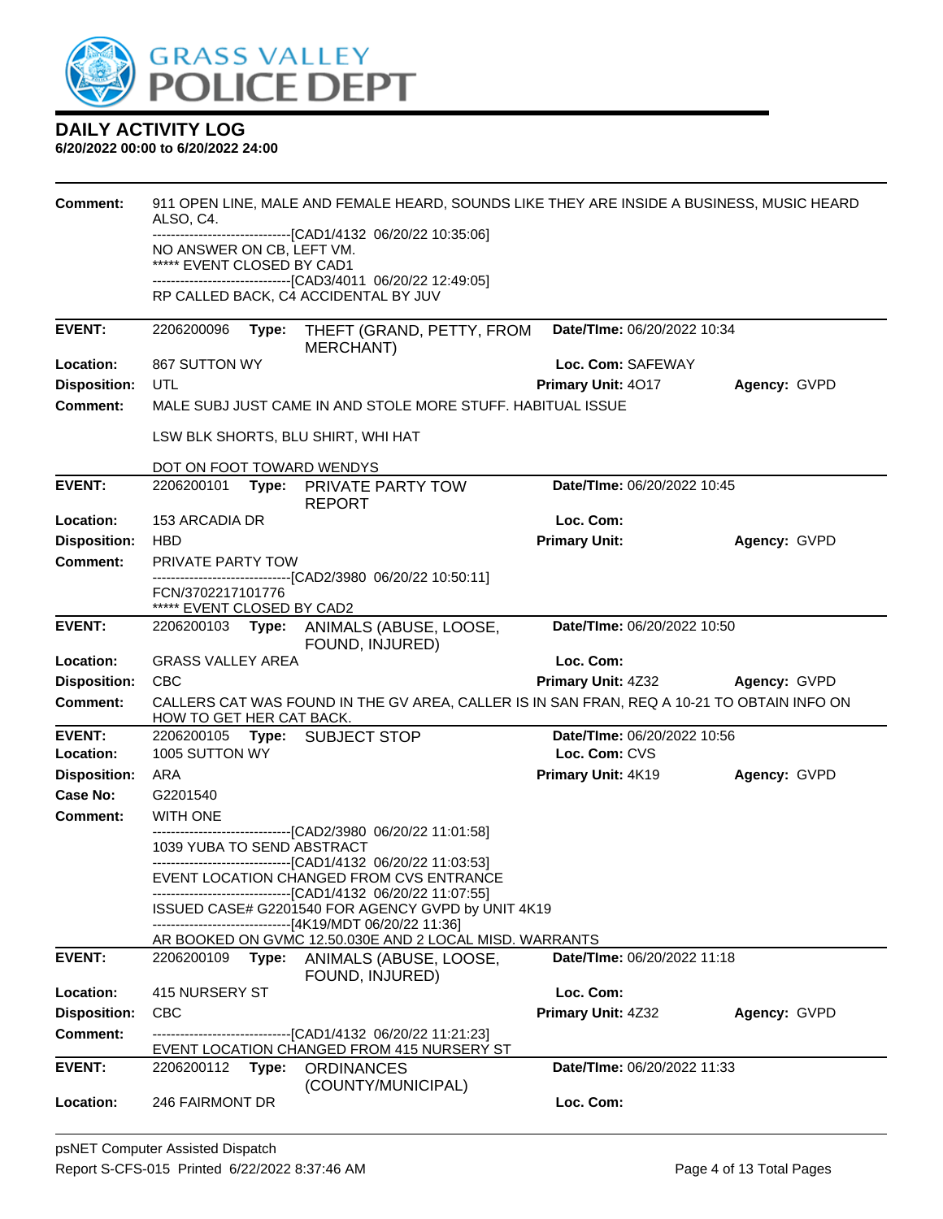**DAILY ACTIVITY LOG**
**6/20/2022 00:00 to 6/20/2022 24:00**

**Comment:** 911 OPEN LINE, MALE AND FEMALE HEARD, SOUNDS LIKE THEY ARE INSIDE A BUSINESS, MUSIC HEARD ALSO, C4.
------------------------------[CAD1/4132 06/20/22 10:35:06]
NO ANSWER ON CB, LEFT VM.
***** EVENT CLOSED BY CAD1
------------------------------[CAD3/4011 06/20/22 12:49:05]
RP CALLED BACK, C4 ACCIDENTAL BY JUV

---

**EVENT:** 2206200096 **Type:** THEFT (GRAND, PETTY, FROM MERCHANT) **Date/TIme:** 06/20/2022 10:34
**Location:** 867 SUTTON WY **Loc. Com:** SAFEWAY
**Disposition:** UTL **Primary Unit:** 4O17 **Agency:** GVPD
**Comment:** MALE SUBJ JUST CAME IN AND STOLE MORE STUFF. HABITUAL ISSUE

LSW BLK SHORTS, BLU SHIRT, WHI HAT

DOT ON FOOT TOWARD WENDYS

---

**EVENT:** 2206200101 **Type:** PRIVATE PARTY TOW REPORT **Date/TIme:** 06/20/2022 10:45
**Location:** 153 ARCADIA DR **Loc. Com:**
**Disposition:** HBD **Primary Unit:** **Agency:** GVPD
**Comment:** PRIVATE PARTY TOW
------------------------------[CAD2/3980 06/20/22 10:50:11]
FCN/3702217101776
***** EVENT CLOSED BY CAD2

---

**EVENT:** 2206200103 **Type:** ANIMALS (ABUSE, LOOSE, FOUND, INJURED) **Date/TIme:** 06/20/2022 10:50
**Location:** GRASS VALLEY AREA **Loc. Com:**
**Disposition:** CBC **Primary Unit:** 4Z32 **Agency:** GVPD
**Comment:** CALLERS CAT WAS FOUND IN THE GV AREA, CALLER IS IN SAN FRAN, REQ A 10-21 TO OBTAIN INFO ON HOW TO GET HER CAT BACK.

---

**EVENT:** 2206200105 **Type:** SUBJECT STOP **Date/TIme:** 06/20/2022 10:56
**Location:** 1005 SUTTON WY **Loc. Com:** CVS
**Disposition:** ARA **Primary Unit:** 4K19 **Agency:** GVPD
**Case No:** G2201540
**Comment:** WITH ONE
------------------------------[CAD2/3980 06/20/22 11:01:58]
1039 YUBA TO SEND ABSTRACT
------------------------------[CAD1/4132 06/20/22 11:03:53]
EVENT LOCATION CHANGED FROM CVS ENTRANCE
------------------------------[CAD1/4132 06/20/22 11:07:55]
ISSUED CASE# G2201540 FOR AGENCY GVPD by UNIT 4K19
------------------------------[4K19/MDT 06/20/22 11:36]
AR BOOKED ON GVMC 12.50.030E AND 2 LOCAL MISD. WARRANTS

---

**EVENT:** 2206200109 **Type:** ANIMALS (ABUSE, LOOSE, FOUND, INJURED) **Date/TIme:** 06/20/2022 11:18
**Location:** 415 NURSERY ST **Loc. Com:**
**Disposition:** CBC **Primary Unit:** 4Z32 **Agency:** GVPD
**Comment:** ------------------------------[CAD1/4132 06/20/22 11:21:23]
EVENT LOCATION CHANGED FROM 415 NURSERY ST

---

**EVENT:** 2206200112 **Type:** ORDINANCES (COUNTY/MUNICIPAL) **Date/TIme:** 06/20/2022 11:33
**Location:** 246 FAIRMONT DR **Loc. Com:**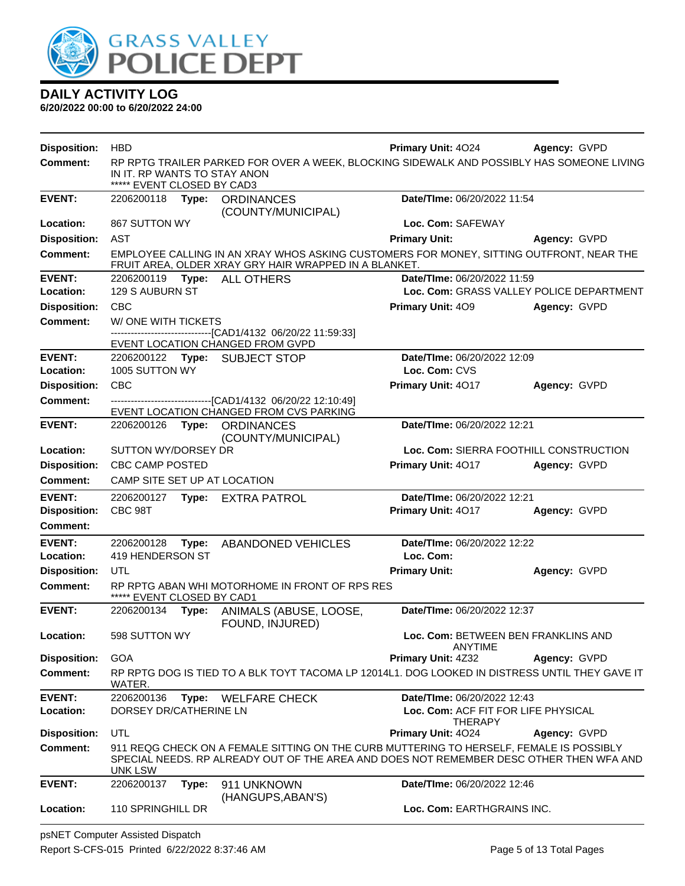# DAILY ACTIVITY LOG

**6/20/2022 00:00 to 6/20/2022 24:00**

**Disposition:** HBD **Primary Unit:** 4O24 **Agency:** GVPD

**Comment:** RP RPTG TRAILER PARKED FOR OVER A WEEK, BLOCKING SIDEWALK AND POSSIBLY HAS SOMEONE LIVING IN IT. RP WANTS TO STAY ANON
***** EVENT CLOSED BY CAD3

---

**EVENT:** 2206200118 **Type:** ORDINANCES (COUNTY/MUNICIPAL) **Date/TIme:** 06/20/2022 11:54

**Location:** 867 SUTTON WY **Loc. Com:** SAFEWAY

**Disposition:** AST **Primary Unit:** **Agency:** GVPD

**Comment:** EMPLOYEE CALLING IN AN XRAY WHOS ASKING CUSTOMERS FOR MONEY, SITTING OUTFRONT, NEAR THE FRUIT AREA, OLDER XRAY GRY HAIR WRAPPED IN A BLANKET.

---

**EVENT:** 2206200119 **Type:** ALL OTHERS **Date/TIme:** 06/20/2022 11:59

**Location:** 129 S AUBURN ST **Loc. Com:** GRASS VALLEY POLICE DEPARTMENT

**Disposition:** CBC **Primary Unit:** 4O9 **Agency:** GVPD

**Comment:** W/ ONE WITH TICKETS
-------------------------------[CAD1/4132 06/20/22 11:59:33]
EVENT LOCATION CHANGED FROM GVPD

---

**EVENT:** 2206200122 **Type:** SUBJECT STOP **Date/TIme:** 06/20/2022 12:09

**Location:** 1005 SUTTON WY **Loc. Com:** CVS

**Disposition:** CBC **Primary Unit:** 4O17 **Agency:** GVPD

**Comment:** -------------------------------[CAD1/4132 06/20/22 12:10:49]
EVENT LOCATION CHANGED FROM CVS PARKING

---

**EVENT:** 2206200126 **Type:** ORDINANCES (COUNTY/MUNICIPAL) **Date/TIme:** 06/20/2022 12:21

**Location:** SUTTON WY/DORSEY DR **Loc. Com:** SIERRA FOOTHILL CONSTRUCTION

**Disposition:** CBC CAMP POSTED **Primary Unit:** 4O17 **Agency:** GVPD

**Comment:** CAMP SITE SET UP AT LOCATION

---

**EVENT:** 2206200127 **Type:** EXTRA PATROL **Date/TIme:** 06/20/2022 12:21

**Disposition:** CBC 98T **Primary Unit:** 4O17 **Agency:** GVPD

**Comment:**

---

**EVENT:** 2206200128 **Type:** ABANDONED VEHICLES **Date/TIme:** 06/20/2022 12:22

**Location:** 419 HENDERSON ST **Loc. Com:**

**Disposition:** UTL **Primary Unit:** **Agency:** GVPD

**Comment:** RP RPTG ABAN WHI MOTORHOME IN FRONT OF RPS RES
***** EVENT CLOSED BY CAD1

---

**EVENT:** 2206200134 **Type:** ANIMALS (ABUSE, LOOSE, FOUND, INJURED) **Date/TIme:** 06/20/2022 12:37

**Location:** 598 SUTTON WY **Loc. Com:** BETWEEN BEN FRANKLINS AND ANYTIME

**Disposition:** GOA **Primary Unit:** 4Z32 **Agency:** GVPD

**Comment:** RP RPTG DOG IS TIED TO A BLK TOYT TACOMA LP 12014L1. DOG LOOKED IN DISTRESS UNTIL THEY GAVE IT WATER.

---

**EVENT:** 2206200136 **Type:** WELFARE CHECK **Date/TIme:** 06/20/2022 12:43

**Location:** DORSEY DR/CATHERINE LN **Loc. Com:** ACF FIT FOR LIFE PHYSICAL THERAPY

**Disposition:** UTL **Primary Unit:** 4O24 **Agency:** GVPD

**Comment:** 911 REQG CHECK ON A FEMALE SITTING ON THE CURB MUTTERING TO HERSELF, FEMALE IS POSSIBLY SPECIAL NEEDS. RP ALREADY OUT OF THE AREA AND DOES NOT REMEMBER DESC OTHER THEN WFA AND UNK LSW

---

**EVENT:** 2206200137 **Type:** 911 UNKNOWN (HANGUPS,ABAN'S) **Date/TIme:** 06/20/2022 12:46

**Location:** 110 SPRINGHILL DR **Loc. Com:** EARTHGRAINS INC.

---

psNET Computer Assisted Dispatch
Report S-CFS-015 Printed 6/22/2022 8:37:46 AM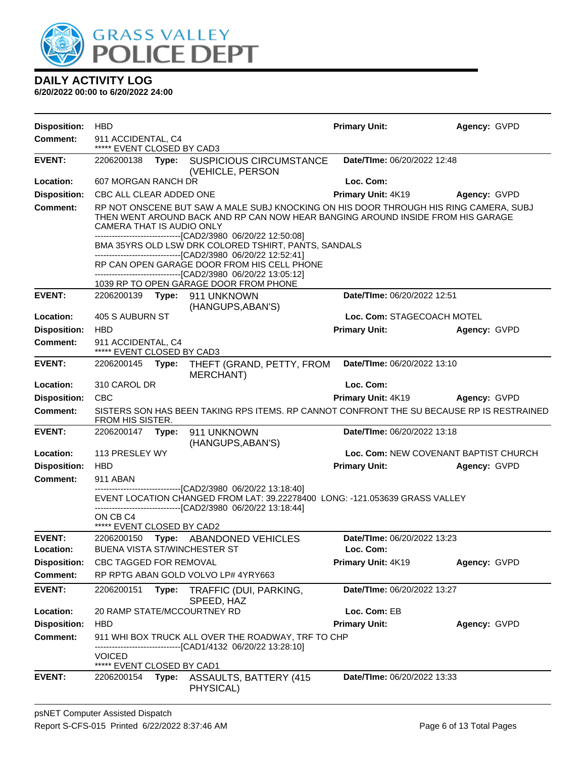# GRASS VALLEY POLICE DEPT

## DAILY ACTIVITY LOG

**6/20/2022 00:00 to 6/20/2022 24:00**

**Disposition:** HBD **Primary Unit:** **Agency:** GVPD
**Comment:** 911 ACCIDENTAL, C4
***** EVENT CLOSED BY CAD3

---

**EVENT:** 2206200138 **Type:** SUSPICIOUS CIRCUMSTANCE (VEHICLE, PERSON **Date/TIme:** 06/20/2022 12:48
**Location:** 607 MORGAN RANCH DR **Loc. Com:**
**Disposition:** CBC ALL CLEAR ADDED ONE **Primary Unit:** 4K19 **Agency:** GVPD
**Comment:** RP NOT ONSCENE BUT SAW A MALE SUBJ KNOCKING ON HIS DOOR THROUGH HIS RING CAMERA, SUBJ THEN WENT AROUND BACK AND RP CAN NOW HEAR BANGING AROUND INSIDE FROM HIS GARAGE CAMERA THAT IS AUDIO ONLY
------------------------------[CAD2/3980 06/20/22 12:50:08]
BMA 35YRS OLD LSW DRK COLORED TSHIRT, PANTS, SANDALS
------------------------------[CAD2/3980 06/20/22 12:52:41]
RP CAN OPEN GARAGE DOOR FROM HIS CELL PHONE
------------------------------[CAD2/3980 06/20/22 13:05:12]
1039 RP TO OPEN GARAGE DOOR FROM PHONE

---

**EVENT:** 2206200139 **Type:** 911 UNKNOWN (HANGUPS,ABAN'S) **Date/TIme:** 06/20/2022 12:51
**Location:** 405 S AUBURN ST **Loc. Com:** STAGECOACH MOTEL
**Disposition:** HBD **Primary Unit:** **Agency:** GVPD
**Comment:** 911 ACCIDENTAL, C4
***** EVENT CLOSED BY CAD3

---

**EVENT:** 2206200145 **Type:** THEFT (GRAND, PETTY, FROM MERCHANT) **Date/TIme:** 06/20/2022 13:10
**Location:** 310 CAROL DR **Loc. Com:**
**Disposition:** CBC **Primary Unit:** 4K19 **Agency:** GVPD
**Comment:** SISTERS SON HAS BEEN TAKING RPS ITEMS. RP CANNOT CONFRONT THE SU BECAUSE RP IS RESTRAINED FROM HIS SISTER.

---

**EVENT:** 2206200147 **Type:** 911 UNKNOWN (HANGUPS,ABAN'S) **Date/TIme:** 06/20/2022 13:18
**Location:** 113 PRESLEY WY **Loc. Com:** NEW COVENANT BAPTIST CHURCH
**Disposition:** HBD **Primary Unit:** **Agency:** GVPD
**Comment:** 911 ABAN
------------------------------[CAD2/3980 06/20/22 13:18:40]
EVENT LOCATION CHANGED FROM LAT: 39.22278400 LONG: -121.053639 GRASS VALLEY
------------------------------[CAD2/3980 06/20/22 13:18:44]
ON CB C4
***** EVENT CLOSED BY CAD2

---

**EVENT:** 2206200150 **Type:** ABANDONED VEHICLES **Date/TIme:** 06/20/2022 13:23
**Location:** BUENA VISTA ST/WINCHESTER ST **Loc. Com:**
**Disposition:** CBC TAGGED FOR REMOVAL **Primary Unit:** 4K19 **Agency:** GVPD
**Comment:** RP RPTG ABAN GOLD VOLVO LP# 4YRY663

---

**EVENT:** 2206200151 **Type:** TRAFFIC (DUI, PARKING, SPEED, HAZ **Date/TIme:** 06/20/2022 13:27
**Location:** 20 RAMP STATE/MCCOURTNEY RD **Loc. Com:** EB
**Disposition:** HBD **Primary Unit:** **Agency:** GVPD
**Comment:** 911 WHI BOX TRUCK ALL OVER THE ROADWAY, TRF TO CHP
------------------------------[CAD1/4132 06/20/22 13:28:10]
VOICED
***** EVENT CLOSED BY CAD1

---

**EVENT:** 2206200154 **Type:** ASSAULTS, BATTERY (415 PHYSICAL) **Date/TIme:** 06/20/2022 13:33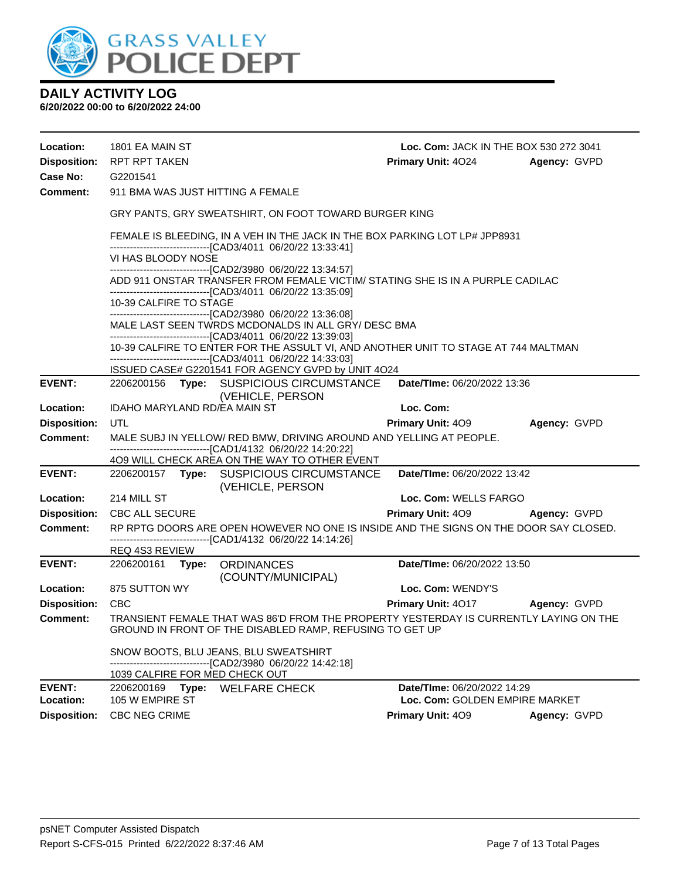# DAILY ACTIVITY LOG

**6/20/2022 00:00 to 6/20/2022 24:00**

**Location:** 1801 EA MAIN ST  **Loc. Com:** JACK IN THE BOX 530 272 3041
**Disposition:** RPT RPT TAKEN  **Primary Unit:** 4O24  **Agency:** GVPD
**Case No:** G2201541
**Comment:** 911 BMA WAS JUST HITTING A FEMALE

GRY PANTS, GRY SWEATSHIRT, ON FOOT TOWARD BURGER KING

FEMALE IS BLEEDING, IN A VEH IN THE JACK IN THE BOX PARKING LOT LP# JPP8931
------------------------------[CAD3/4011 06/20/22 13:33:41]
VI HAS BLOODY NOSE
------------------------------[CAD2/3980 06/20/22 13:34:57]
ADD 911 ONSTAR TRANSFER FROM FEMALE VICTIM/ STATING SHE IS IN A PURPLE CADILAC
------------------------------[CAD3/4011 06/20/22 13:35:09]
10-39 CALFIRE TO STAGE
------------------------------[CAD2/3980 06/20/22 13:36:08]
MALE LAST SEEN TWRDS MCDONALDS IN ALL GRY/ DESC BMA
------------------------------[CAD3/4011 06/20/22 13:39:03]
10-39 CALFIRE TO ENTER FOR THE ASSULT VI, AND ANOTHER UNIT TO STAGE AT 744 MALTMAN
------------------------------[CAD3/4011 06/20/22 14:33:03]
ISSUED CASE# G2201541 FOR AGENCY GVPD by UNIT 4O24

---

**EVENT:** 2206200156 **Type:** SUSPICIOUS CIRCUMSTANCE (VEHICLE, PERSON  **Date/TIme:** 06/20/2022 13:36
**Location:** IDAHO MARYLAND RD/EA MAIN ST  **Loc. Com:**
**Disposition:** UTL  **Primary Unit:** 4O9  **Agency:** GVPD
**Comment:** MALE SUBJ IN YELLOW/ RED BMW, DRIVING AROUND AND YELLING AT PEOPLE.
------------------------------[CAD1/4132 06/20/22 14:20:22]
4O9 WILL CHECK AREA ON THE WAY TO OTHER EVENT

---

**EVENT:** 2206200157 **Type:** SUSPICIOUS CIRCUMSTANCE (VEHICLE, PERSON  **Date/TIme:** 06/20/2022 13:42
**Location:** 214 MILL ST  **Loc. Com:** WELLS FARGO
**Disposition:** CBC ALL SECURE  **Primary Unit:** 4O9  **Agency:** GVPD
**Comment:** RP RPTG DOORS ARE OPEN HOWEVER NO ONE IS INSIDE AND THE SIGNS ON THE DOOR SAY CLOSED.
------------------------------[CAD1/4132 06/20/22 14:14:26]
REQ 4S3 REVIEW

---

**EVENT:** 2206200161 **Type:** ORDINANCES (COUNTY/MUNICIPAL)  **Date/TIme:** 06/20/2022 13:50
**Location:** 875 SUTTON WY  **Loc. Com:** WENDY'S
**Disposition:** CBC  **Primary Unit:** 4O17  **Agency:** GVPD
**Comment:** TRANSIENT FEMALE THAT WAS 86'D FROM THE PROPERTY YESTERDAY IS CURRENTLY LAYING ON THE GROUND IN FRONT OF THE DISABLED RAMP, REFUSING TO GET UP

SNOW BOOTS, BLU JEANS, BLU SWEATSHIRT
------------------------------[CAD2/3980 06/20/22 14:42:18]
1039 CALFIRE FOR MED CHECK OUT

---

**EVENT:** 2206200169 **Type:** WELFARE CHECK  **Date/TIme:** 06/20/2022 14:29
**Location:** 105 W EMPIRE ST  **Loc. Com:** GOLDEN EMPIRE MARKET
**Disposition:** CBC NEG CRIME  **Primary Unit:** 4O9  **Agency:** GVPD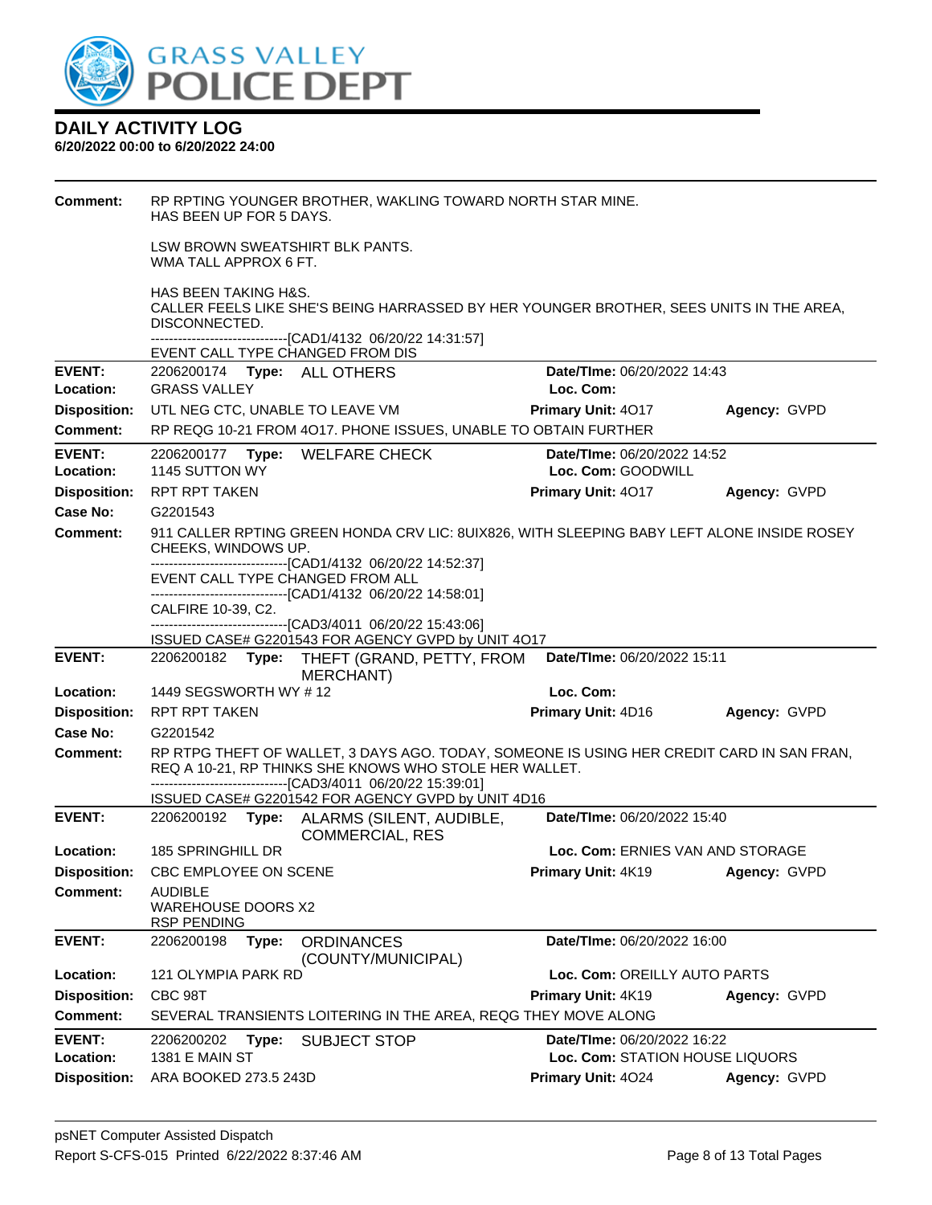# DAILY ACTIVITY LOG

**6/20/2022 00:00 to 6/20/2022 24:00**

**Comment:** RP RPTING YOUNGER BROTHER, WAKLING TOWARD NORTH STAR MINE.
HAS BEEN UP FOR 5 DAYS.

LSW BROWN SWEATSHIRT BLK PANTS.
WMA TALL APPROX 6 FT.

HAS BEEN TAKING H&S.
CALLER FEELS LIKE SHE'S BEING HARRASSED BY HER YOUNGER BROTHER, SEES UNITS IN THE AREA, DISCONNECTED.
------------------------------[CAD1/4132 06/20/22 14:31:57]
EVENT CALL TYPE CHANGED FROM DIS

---

**EVENT:** 2206200174 **Type:** ALL OTHERS **Date/TIme:** 06/20/2022 14:43
**Location:** GRASS VALLEY **Loc. Com:**
**Disposition:** UTL NEG CTC, UNABLE TO LEAVE VM **Primary Unit:** 4O17 **Agency:** GVPD
**Comment:** RP REQG 10-21 FROM 4O17. PHONE ISSUES, UNABLE TO OBTAIN FURTHER

---

**EVENT:** 2206200177 **Type:** WELFARE CHECK **Date/TIme:** 06/20/2022 14:52
**Location:** 1145 SUTTON WY **Loc. Com:** GOODWILL
**Disposition:** RPT RPT TAKEN **Primary Unit:** 4O17 **Agency:** GVPD
**Case No:** G2201543
**Comment:** 911 CALLER RPTING GREEN HONDA CRV LIC: 8UIX826, WITH SLEEPING BABY LEFT ALONE INSIDE ROSEY CHEEKS, WINDOWS UP.
------------------------------[CAD1/4132 06/20/22 14:52:37]
EVENT CALL TYPE CHANGED FROM ALL
------------------------------[CAD1/4132 06/20/22 14:58:01]
CALFIRE 10-39, C2.
------------------------------[CAD3/4011 06/20/22 15:43:06]
ISSUED CASE# G2201543 FOR AGENCY GVPD by UNIT 4O17

---

**EVENT:** 2206200182 **Type:** THEFT (GRAND, PETTY, FROM MERCHANT) **Date/TIme:** 06/20/2022 15:11
**Location:** 1449 SEGSWORTH WY # 12 **Loc. Com:**
**Disposition:** RPT RPT TAKEN **Primary Unit:** 4D16 **Agency:** GVPD
**Case No:** G2201542
**Comment:** RP RTPG THEFT OF WALLET, 3 DAYS AGO. TODAY, SOMEONE IS USING HER CREDIT CARD IN SAN FRAN, REQ A 10-21, RP THINKS SHE KNOWS WHO STOLE HER WALLET.
------------------------------[CAD3/4011 06/20/22 15:39:01]
ISSUED CASE# G2201542 FOR AGENCY GVPD by UNIT 4D16

---

**EVENT:** 2206200192 **Type:** ALARMS (SILENT, AUDIBLE, COMMERCIAL, RES **Date/TIme:** 06/20/2022 15:40
**Location:** 185 SPRINGHILL DR **Loc. Com:** ERNIES VAN AND STORAGE
**Disposition:** CBC EMPLOYEE ON SCENE **Primary Unit:** 4K19 **Agency:** GVPD
**Comment:** AUDIBLE
WAREHOUSE DOORS X2
RSP PENDING

---

**EVENT:** 2206200198 **Type:** ORDINANCES (COUNTY/MUNICIPAL) **Date/TIme:** 06/20/2022 16:00
**Location:** 121 OLYMPIA PARK RD **Loc. Com:** OREILLY AUTO PARTS
**Disposition:** CBC 98T **Primary Unit:** 4K19 **Agency:** GVPD
**Comment:** SEVERAL TRANSIENTS LOITERING IN THE AREA, REQG THEY MOVE ALONG

---

**EVENT:** 2206200202 **Type:** SUBJECT STOP **Date/TIme:** 06/20/2022 16:22
**Location:** 1381 E MAIN ST **Loc. Com:** STATION HOUSE LIQUORS
**Disposition:** ARA BOOKED 273.5 243D **Primary Unit:** 4O24 **Agency:** GVPD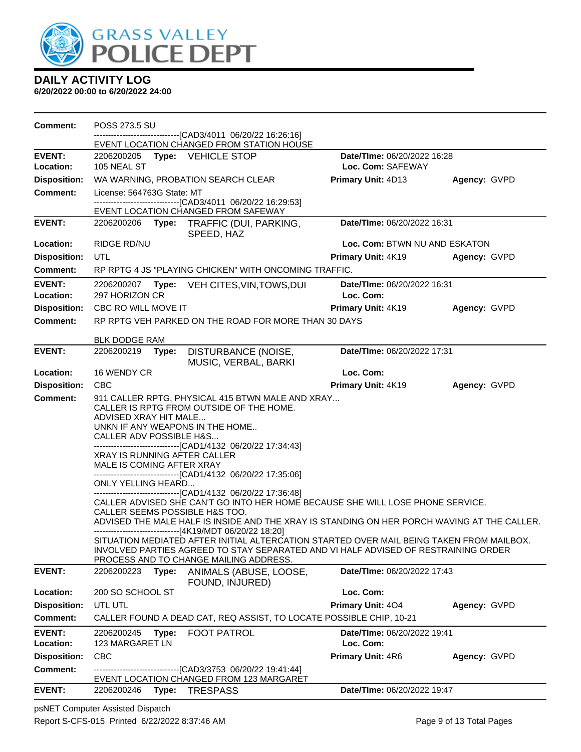# DAILY ACTIVITY LOG

**6/20/2022 00:00 to 6/20/2022 24:00**

**Comment:** POSS 273.5 SU
------------------------------[CAD3/4011 06/20/22 16:26:16]
EVENT LOCATION CHANGED FROM STATION HOUSE

---

**EVENT:** 2206200205 **Type:** VEHICLE STOP **Date/TIme:** 06/20/2022 16:28
**Location:** 105 NEAL ST **Loc. Com:** SAFEWAY
**Disposition:** WA WARNING, PROBATION SEARCH CLEAR **Primary Unit:** 4D13 **Agency:** GVPD
**Comment:** License: 564763G State: MT
------------------------------[CAD3/4011 06/20/22 16:29:53]
EVENT LOCATION CHANGED FROM SAFEWAY

---

**EVENT:** 2206200206 **Type:** TRAFFIC (DUI, PARKING, SPEED, HAZ **Date/TIme:** 06/20/2022 16:31
**Location:** RIDGE RD/NU **Loc. Com:** BTWN NU AND ESKATON
**Disposition:** UTL **Primary Unit:** 4K19 **Agency:** GVPD
**Comment:** RP RPTG 4 JS "PLAYING CHICKEN" WITH ONCOMING TRAFFIC.

---

**EVENT:** 2206200207 **Type:** VEH CITES,VIN,TOWS,DUI **Date/TIme:** 06/20/2022 16:31
**Location:** 297 HORIZON CR **Loc. Com:**
**Disposition:** CBC RO WILL MOVE IT **Primary Unit:** 4K19 **Agency:** GVPD
**Comment:** RP RPTG VEH PARKED ON THE ROAD FOR MORE THAN 30 DAYS

BLK DODGE RAM

---

**EVENT:** 2206200219 **Type:** DISTURBANCE (NOISE, MUSIC, VERBAL, BARKI **Date/TIme:** 06/20/2022 17:31
**Location:** 16 WENDY CR **Loc. Com:**
**Disposition:** CBC **Primary Unit:** 4K19 **Agency:** GVPD
**Comment:** 911 CALLER RPTG, PHYSICAL 415 BTWN MALE AND XRAY...
CALLER IS RPTG FROM OUTSIDE OF THE HOME.
ADVISED XRAY HIT MALE...
UNKN IF ANY WEAPONS IN THE HOME..
CALLER ADV POSSIBLE H&S...
------------------------------[CAD1/4132 06/20/22 17:34:43]
XRAY IS RUNNING AFTER CALLER
MALE IS COMING AFTER XRAY
------------------------------[CAD1/4132 06/20/22 17:35:06]
ONLY YELLING HEARD...
------------------------------[CAD1/4132 06/20/22 17:36:48]
CALLER ADVISED SHE CAN'T GO INTO HER HOME BECAUSE SHE WILL LOSE PHONE SERVICE.
CALLER SEEMS POSSIBLE H&S TOO.
ADVISED THE MALE HALF IS INSIDE AND THE XRAY IS STANDING ON HER PORCH WAVING AT THE CALLER.
------------------------------[4K19/MDT 06/20/22 18:20]
SITUATION MEDIATED AFTER INITIAL ALTERCATION STARTED OVER MAIL BEING TAKEN FROM MAILBOX.
INVOLVED PARTIES AGREED TO STAY SEPARATED AND VI HALF ADVISED OF RESTRAINING ORDER PROCESS AND TO CHANGE MAILING ADDRESS.

---

**EVENT:** 2206200223 **Type:** ANIMALS (ABUSE, LOOSE, FOUND, INJURED) **Date/TIme:** 06/20/2022 17:43
**Location:** 200 SO SCHOOL ST **Loc. Com:**
**Disposition:** UTL UTL **Primary Unit:** 4O4 **Agency:** GVPD
**Comment:** CALLER FOUND A DEAD CAT, REQ ASSIST, TO LOCATE POSSIBLE CHIP, 10-21

---

**EVENT:** 2206200245 **Type:** FOOT PATROL **Date/TIme:** 06/20/2022 19:41
**Location:** 123 MARGARET LN **Loc. Com:**
**Disposition:** CBC **Primary Unit:** 4R6 **Agency:** GVPD
**Comment:** ------------------------------[CAD3/3753 06/20/22 19:41:44]
EVENT LOCATION CHANGED FROM 123 MARGARET

---

**EVENT:** 2206200246 **Type:** TRESPASS **Date/TIme:** 06/20/2022 19:47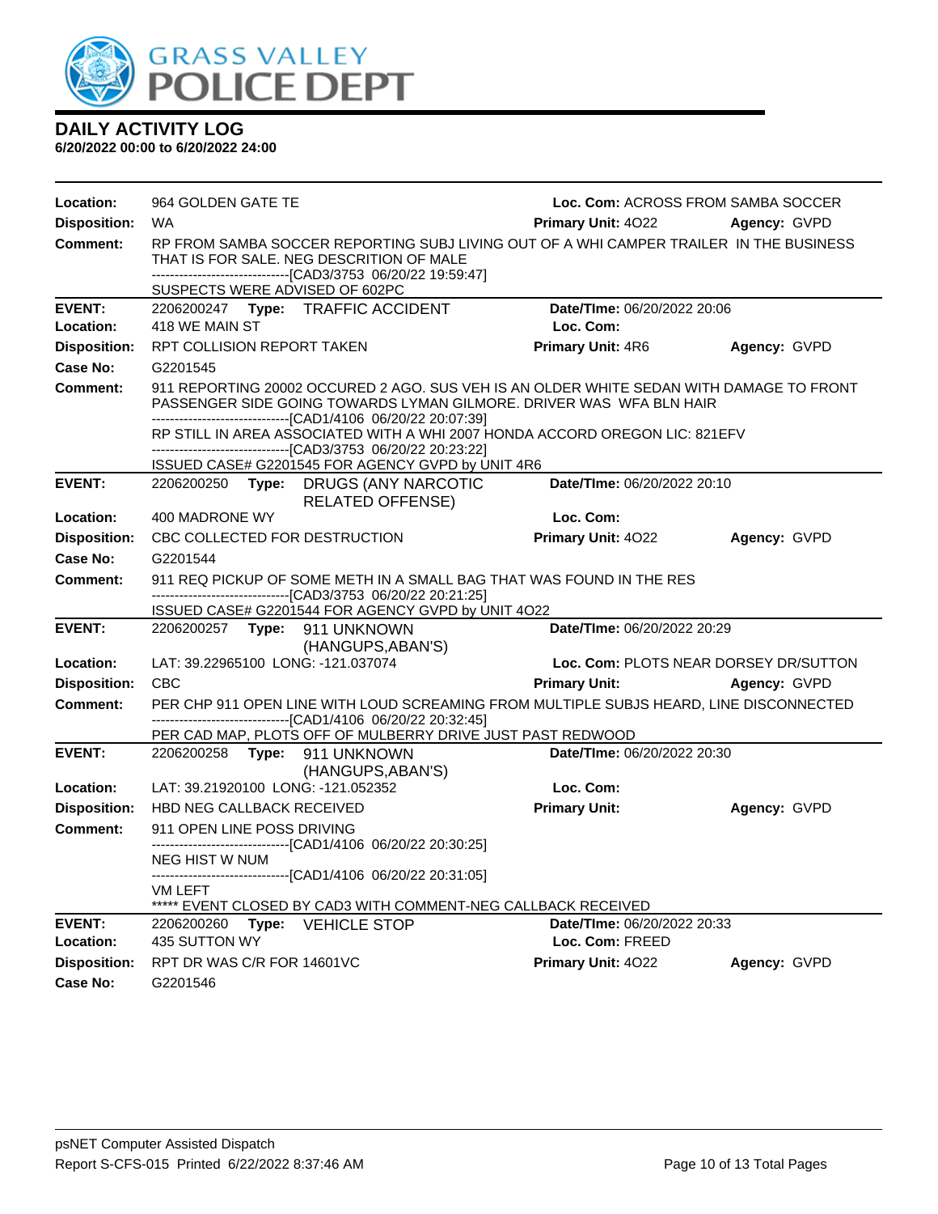**DAILY ACTIVITY LOG**
**6/20/2022 00:00 to 6/20/2022 24:00**

**Location:** 964 GOLDEN GATE TE **Loc. Com:** ACROSS FROM SAMBA SOCCER
**Disposition:** WA **Primary Unit:** 4O22 **Agency:** GVPD
**Comment:** RP FROM SAMBA SOCCER REPORTING SUBJ LIVING OUT OF A WHI CAMPER TRAILER IN THE BUSINESS THAT IS FOR SALE. NEG DESCRITION OF MALE
------------------------------[CAD3/3753 06/20/22 19:59:47]
SUSPECTS WERE ADVISED OF 602PC

---

**EVENT:** 2206200247 **Type:** TRAFFIC ACCIDENT **Date/TIme:** 06/20/2022 20:06
**Location:** 418 WE MAIN ST **Loc. Com:**
**Disposition:** RPT COLLISION REPORT TAKEN **Primary Unit:** 4R6 **Agency:** GVPD
**Case No:** G2201545
**Comment:** 911 REPORTING 20002 OCCURED 2 AGO. SUS VEH IS AN OLDER WHITE SEDAN WITH DAMAGE TO FRONT PASSENGER SIDE GOING TOWARDS LYMAN GILMORE. DRIVER WAS WFA BLN HAIR
------------------------------[CAD1/4106 06/20/22 20:07:39]
RP STILL IN AREA ASSOCIATED WITH A WHI 2007 HONDA ACCORD OREGON LIC: 821EFV
------------------------------[CAD3/3753 06/20/22 20:23:22]
ISSUED CASE# G2201545 FOR AGENCY GVPD by UNIT 4R6

---

**EVENT:** 2206200250 **Type:** DRUGS (ANY NARCOTIC RELATED OFFENSE) **Date/TIme:** 06/20/2022 20:10
**Location:** 400 MADRONE WY **Loc. Com:**
**Disposition:** CBC COLLECTED FOR DESTRUCTION **Primary Unit:** 4O22 **Agency:** GVPD
**Case No:** G2201544
**Comment:** 911 REQ PICKUP OF SOME METH IN A SMALL BAG THAT WAS FOUND IN THE RES
------------------------------[CAD3/3753 06/20/22 20:21:25]
ISSUED CASE# G2201544 FOR AGENCY GVPD by UNIT 4O22

---

**EVENT:** 2206200257 **Type:** 911 UNKNOWN (HANGUPS,ABAN'S) **Date/TIme:** 06/20/2022 20:29
**Location:** LAT: 39.22965100 LONG: -121.037074 **Loc. Com:** PLOTS NEAR DORSEY DR/SUTTON
**Disposition:** CBC **Primary Unit:** **Agency:** GVPD
**Comment:** PER CHP 911 OPEN LINE WITH LOUD SCREAMING FROM MULTIPLE SUBJS HEARD, LINE DISCONNECTED
------------------------------[CAD1/4106 06/20/22 20:32:45]
PER CAD MAP, PLOTS OFF OF MULBERRY DRIVE JUST PAST REDWOOD

---

**EVENT:** 2206200258 **Type:** 911 UNKNOWN (HANGUPS,ABAN'S) **Date/TIme:** 06/20/2022 20:30
**Location:** LAT: 39.21920100 LONG: -121.052352 **Loc. Com:**
**Disposition:** HBD NEG CALLBACK RECEIVED **Primary Unit:** **Agency:** GVPD
**Comment:** 911 OPEN LINE POSS DRIVING
------------------------------[CAD1/4106 06/20/22 20:30:25]
NEG HIST W NUM
------------------------------[CAD1/4106 06/20/22 20:31:05]
VM LEFT
***** EVENT CLOSED BY CAD3 WITH COMMENT-NEG CALLBACK RECEIVED

---

**EVENT:** 2206200260 **Type:** VEHICLE STOP **Date/TIme:** 06/20/2022 20:33
**Location:** 435 SUTTON WY **Loc. Com:** FREED
**Disposition:** RPT DR WAS C/R FOR 14601VC **Primary Unit:** 4O22 **Agency:** GVPD
**Case No:** G2201546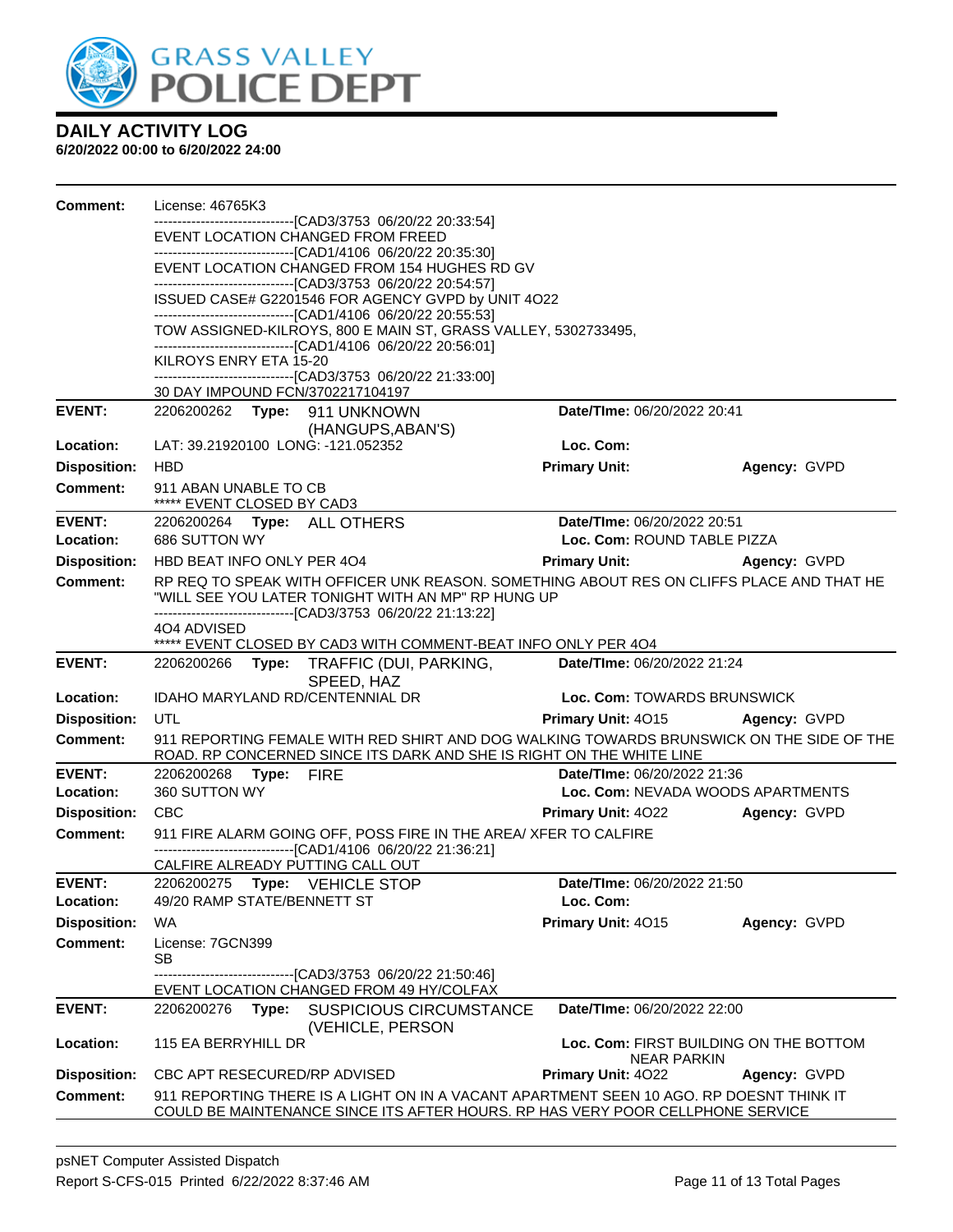## DAILY ACTIVITY LOG

**6/20/2022 00:00 to 6/20/2022 24:00**

| | | | |
|---|---|---|---|
| **Comment:** | License: 46765K3<br>------------------------------[CAD3/3753 06/20/22 20:33:54]<br>EVENT LOCATION CHANGED FROM FREED<br>------------------------------[CAD1/4106 06/20/22 20:35:30]<br>EVENT LOCATION CHANGED FROM 154 HUGHES RD GV<br>------------------------------[CAD3/3753 06/20/22 20:54:57]<br>ISSUED CASE# G2201546 FOR AGENCY GVPD by UNIT 4O22<br>------------------------------[CAD1/4106 06/20/22 20:55:53]<br>TOW ASSIGNED-KILROYS, 800 E MAIN ST, GRASS VALLEY, 5302733495,<br>------------------------------[CAD1/4106 06/20/22 20:56:01]<br>KILROYS ENRY ETA 15-20<br>------------------------------[CAD3/3753 06/20/22 21:33:00]<br>30 DAY IMPOUND FCN/3702217104197 | | |

| | | | |
|---|---|---|---|
| **EVENT:** | 2206200262 **Type:** 911 UNKNOWN (HANGUPS,ABAN'S) | **Date/TIme:** 06/20/2022 20:41 | |
| **Location:** | LAT: 39.21920100 LONG: -121.052352 | **Loc. Com:** | |
| **Disposition:** | HBD | **Primary Unit:** | **Agency:** GVPD |
| **Comment:** | 911 ABAN UNABLE TO CB<br>***** EVENT CLOSED BY CAD3 | | |

| | | | |
|---|---|---|---|
| **EVENT:** | 2206200264 **Type:** ALL OTHERS | **Date/TIme:** 06/20/2022 20:51 | |
| **Location:** | 686 SUTTON WY | **Loc. Com:** ROUND TABLE PIZZA | |
| **Disposition:** | HBD BEAT INFO ONLY PER 4O4 | **Primary Unit:** | **Agency:** GVPD |
| **Comment:** | RP REQ TO SPEAK WITH OFFICER UNK REASON. SOMETHING ABOUT RES ON CLIFFS PLACE AND THAT HE "WILL SEE YOU LATER TONIGHT WITH AN MP" RP HUNG UP<br>------------------------------[CAD3/3753 06/20/22 21:13:22]<br>4O4 ADVISED<br>***** EVENT CLOSED BY CAD3 WITH COMMENT-BEAT INFO ONLY PER 4O4 | | |

| | | | |
|---|---|---|---|
| **EVENT:** | 2206200266 **Type:** TRAFFIC (DUI, PARKING, SPEED, HAZ | **Date/TIme:** 06/20/2022 21:24 | |
| **Location:** | IDAHO MARYLAND RD/CENTENNIAL DR | **Loc. Com:** TOWARDS BRUNSWICK | |
| **Disposition:** | UTL | **Primary Unit:** 4O15 | **Agency:** GVPD |
| **Comment:** | 911 REPORTING FEMALE WITH RED SHIRT AND DOG WALKING TOWARDS BRUNSWICK ON THE SIDE OF THE ROAD. RP CONCERNED SINCE ITS DARK AND SHE IS RIGHT ON THE WHITE LINE | | |

| | | | |
|---|---|---|---|
| **EVENT:** | 2206200268 **Type:** FIRE | **Date/TIme:** 06/20/2022 21:36 | |
| **Location:** | 360 SUTTON WY | **Loc. Com:** NEVADA WOODS APARTMENTS | |
| **Disposition:** | CBC | **Primary Unit:** 4O22 | **Agency:** GVPD |
| **Comment:** | 911 FIRE ALARM GOING OFF, POSS FIRE IN THE AREA/ XFER TO CALFIRE<br>------------------------------[CAD1/4106 06/20/22 21:36:21]<br>CALFIRE ALREADY PUTTING CALL OUT | | |

| | | | |
|---|---|---|---|
| **EVENT:** | 2206200275 **Type:** VEHICLE STOP | **Date/TIme:** 06/20/2022 21:50 | |
| **Location:** | 49/20 RAMP STATE/BENNETT ST | **Loc. Com:** | |
| **Disposition:** | WA | **Primary Unit:** 4O15 | **Agency:** GVPD |
| **Comment:** | License: 7GCN399<br>SB<br>------------------------------[CAD3/3753 06/20/22 21:50:46]<br>EVENT LOCATION CHANGED FROM 49 HY/COLFAX | | |

| | | | |
|---|---|---|---|
| **EVENT:** | 2206200276 **Type:** SUSPICIOUS CIRCUMSTANCE (VEHICLE, PERSON | **Date/TIme:** 06/20/2022 22:00 | |
| **Location:** | 115 EA BERRYHILL DR | **Loc. Com:** FIRST BUILDING ON THE BOTTOM NEAR PARKIN | |
| **Disposition:** | CBC APT RESECURED/RP ADVISED | **Primary Unit:** 4O22 | **Agency:** GVPD |
| **Comment:** | 911 REPORTING THERE IS A LIGHT ON IN A VACANT APARTMENT SEEN 10 AGO. RP DOESNT THINK IT COULD BE MAINTENANCE SINCE ITS AFTER HOURS. RP HAS VERY POOR CELLPHONE SERVICE | | |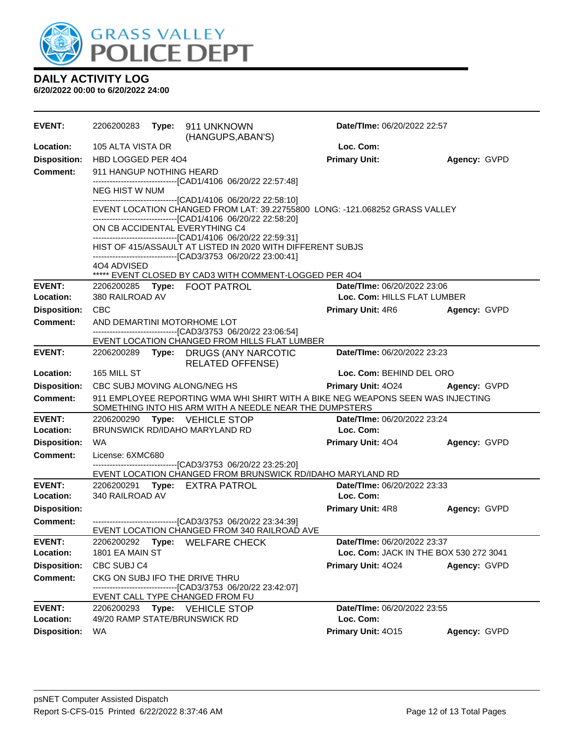# GRASS VALLEY POLICE DEPT

## DAILY ACTIVITY LOG

**6/20/2022 00:00 to 6/20/2022 24:00**

---

**EVENT:** 2206200283 **Type:** 911 UNKNOWN (HANGUPS,ABAN'S) **Date/TIme:** 06/20/2022 22:57
**Location:** 105 ALTA VISTA DR **Loc. Com:**
**Disposition:** HBD LOGGED PER 4O4 **Primary Unit:** **Agency:** GVPD
**Comment:** 911 HANGUP NOTHING HEARD
------------------------------[CAD1/4106 06/20/22 22:57:48]
NEG HIST W NUM
------------------------------[CAD1/4106 06/20/22 22:58:10]
EVENT LOCATION CHANGED FROM LAT: 39.22755800 LONG: -121.068252 GRASS VALLEY
------------------------------[CAD1/4106 06/20/22 22:58:20]
ON CB ACCIDENTAL EVERYTHING C4
------------------------------[CAD1/4106 06/20/22 22:59:31]
HIST OF 415/ASSAULT AT LISTED IN 2020 WITH DIFFERENT SUBJS
------------------------------[CAD3/3753 06/20/22 23:00:41]
4O4 ADVISED
***** EVENT CLOSED BY CAD3 WITH COMMENT-LOGGED PER 4O4

---

**EVENT:** 2206200285 **Type:** FOOT PATROL **Date/TIme:** 06/20/2022 23:06
**Location:** 380 RAILROAD AV **Loc. Com:** HILLS FLAT LUMBER
**Disposition:** CBC **Primary Unit:** 4R6 **Agency:** GVPD
**Comment:** AND DEMARTINI MOTORHOME LOT
------------------------------[CAD3/3753 06/20/22 23:06:54]
EVENT LOCATION CHANGED FROM HILLS FLAT LUMBER

---

**EVENT:** 2206200289 **Type:** DRUGS (ANY NARCOTIC RELATED OFFENSE) **Date/TIme:** 06/20/2022 23:23
**Location:** 165 MILL ST **Loc. Com:** BEHIND DEL ORO
**Disposition:** CBC SUBJ MOVING ALONG/NEG HS **Primary Unit:** 4O24 **Agency:** GVPD
**Comment:** 911 EMPLOYEE REPORTING WMA WHI SHIRT WITH A BIKE NEG WEAPONS SEEN WAS INJECTING SOMETHING INTO HIS ARM WITH A NEEDLE NEAR THE DUMPSTERS

---

**EVENT:** 2206200290 **Type:** VEHICLE STOP **Date/TIme:** 06/20/2022 23:24
**Location:** BRUNSWICK RD/IDAHO MARYLAND RD **Loc. Com:**
**Disposition:** WA **Primary Unit:** 4O4 **Agency:** GVPD
**Comment:** License: 6XMC680
------------------------------[CAD3/3753 06/20/22 23:25:20]
EVENT LOCATION CHANGED FROM BRUNSWICK RD/IDAHO MARYLAND RD

---

**EVENT:** 2206200291 **Type:** EXTRA PATROL **Date/TIme:** 06/20/2022 23:33
**Location:** 340 RAILROAD AV **Loc. Com:**
**Disposition:** **Primary Unit:** 4R8 **Agency:** GVPD
**Comment:** ------------------------------[CAD3/3753 06/20/22 23:34:39]
EVENT LOCATION CHANGED FROM 340 RAILROAD AVE

---

**EVENT:** 2206200292 **Type:** WELFARE CHECK **Date/TIme:** 06/20/2022 23:37
**Location:** 1801 EA MAIN ST **Loc. Com:** JACK IN THE BOX 530 272 3041
**Disposition:** CBC SUBJ C4 **Primary Unit:** 4O24 **Agency:** GVPD
**Comment:** CKG ON SUBJ IFO THE DRIVE THRU
------------------------------[CAD3/3753 06/20/22 23:42:07]
EVENT CALL TYPE CHANGED FROM FU

---

**EVENT:** 2206200293 **Type:** VEHICLE STOP **Date/TIme:** 06/20/2022 23:55
**Location:** 49/20 RAMP STATE/BRUNSWICK RD **Loc. Com:**
**Disposition:** WA **Primary Unit:** 4O15 **Agency:** GVPD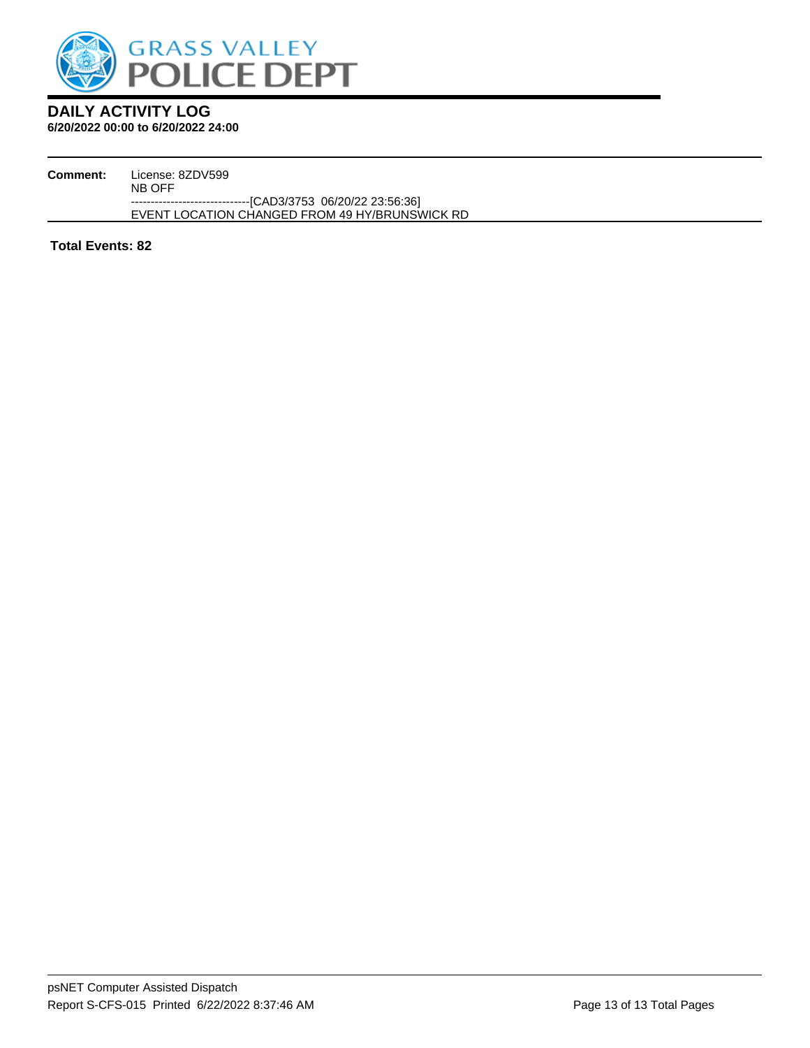**DAILY ACTIVITY LOG**
**6/20/2022 00:00 to 6/20/2022 24:00**

| | |
|---|---|
| **Comment:** | License: 8ZDV599<br>NB OFF<br>------------------------------[CAD3/3753 06/20/22 23:56:36]<br>EVENT LOCATION CHANGED FROM 49 HY/BRUNSWICK RD |

**Total Events: 82**